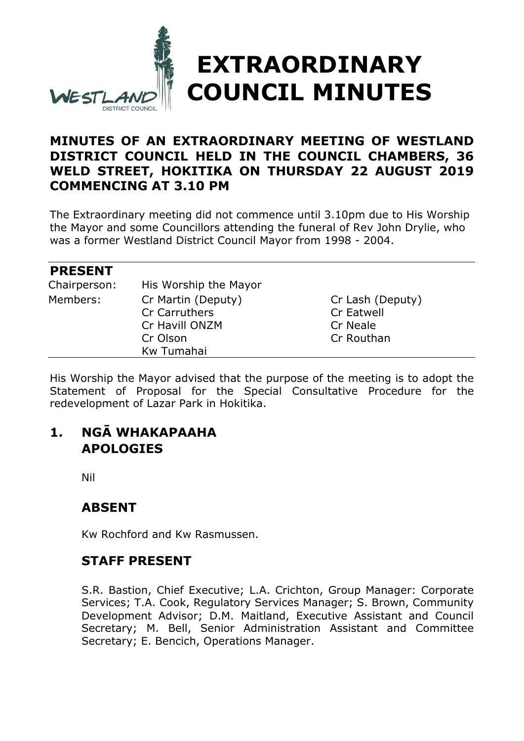# EXTRAORDINARY COUNCIL MINUTES

**MINUTES OF AN EXTRAORDINARY MEETING OF WESTLAND DISTRICT COUNCIL HELD IN THE COUNCIL CHAMBERS, 36 WELD STREET, HOKITIKA ON THURSDAY 22 AUGUST 2019 COMMENCING AT 3.10 PM**

The Extraordinary meeting did not commence until 3.10pm due to His Worship the Mayor and some Councillors attending the funeral of Rev John Drylie, who was a former Westland District Council Mayor from 1998 - 2004.

## PRESENT

| | | |
|---|---|---|
| Chairperson: | His Worship the Mayor | |
| Members: | Cr Martin (Deputy) | Cr Lash (Deputy) |
| | Cr Carruthers | Cr Eatwell |
| | Cr Havill ONZM | Cr Neale |
| | Cr Olson | Cr Routhan |
| | Kw Tumahai | |

His Worship the Mayor advised that the purpose of the meeting is to adopt the Statement of Proposal for the Special Consultative Procedure for the redevelopment of Lazar Park in Hokitika.

## 1. NGĀ WHAKAPAAHA APOLOGIES

Nil

### ABSENT

Kw Rochford and Kw Rasmussen.

### STAFF PRESENT

S.R. Bastion, Chief Executive; L.A. Crichton, Group Manager: Corporate Services; T.A. Cook, Regulatory Services Manager; S. Brown, Community Development Advisor; D.M. Maitland, Executive Assistant and Council Secretary; M. Bell, Senior Administration Assistant and Committee Secretary; E. Bencich, Operations Manager.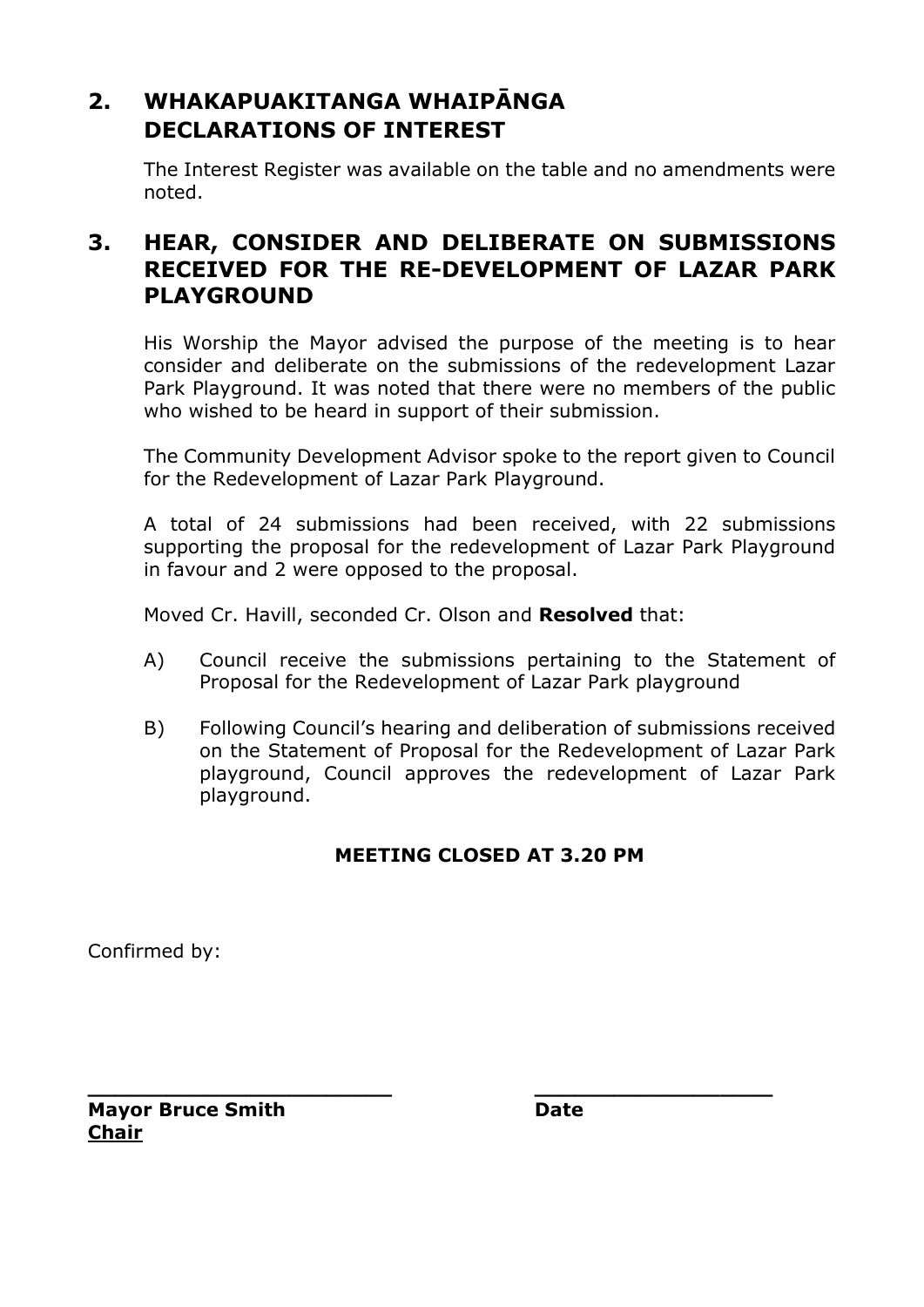## 2. WHAKAPUAKITANGA WHAIPĀNGA DECLARATIONS OF INTEREST

The Interest Register was available on the table and no amendments were noted.

## 3. HEAR, CONSIDER AND DELIBERATE ON SUBMISSIONS RECEIVED FOR THE RE-DEVELOPMENT OF LAZAR PARK PLAYGROUND

His Worship the Mayor advised the purpose of the meeting is to hear consider and deliberate on the submissions of the redevelopment Lazar Park Playground. It was noted that there were no members of the public who wished to be heard in support of their submission.

The Community Development Advisor spoke to the report given to Council for the Redevelopment of Lazar Park Playground.

A total of 24 submissions had been received, with 22 submissions supporting the proposal for the redevelopment of Lazar Park Playground in favour and 2 were opposed to the proposal.

Moved Cr. Havill, seconded Cr. Olson and **Resolved** that:

A) Council receive the submissions pertaining to the Statement of Proposal for the Redevelopment of Lazar Park playground

B) Following Council's hearing and deliberation of submissions received on the Statement of Proposal for the Redevelopment of Lazar Park playground, Council approves the redevelopment of Lazar Park playground.

**MEETING CLOSED AT 3.20 PM**

Confirmed by:

________________________ ____________________

**Mayor Bruce Smith** **Date**

**Chair**